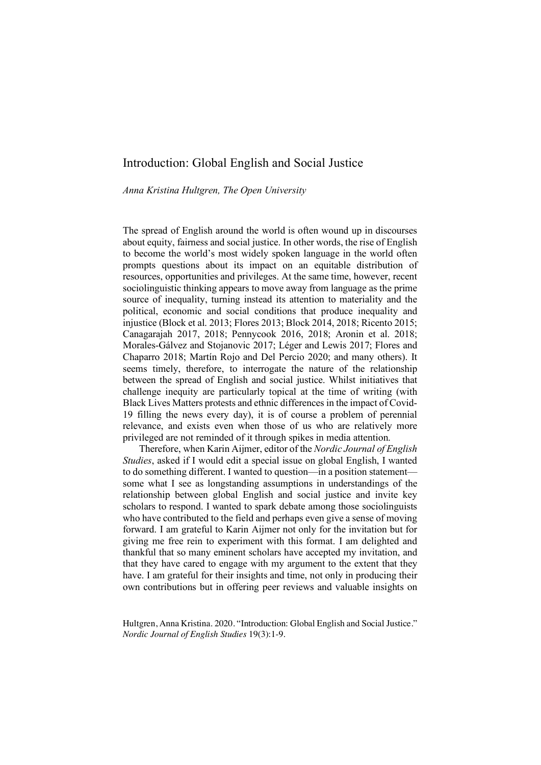# Introduction: Global English and Social Justice

*Anna Kristina Hultgren, The Open University*

The spread of English around the world is often wound up in discourses about equity, fairness and social justice. In other words, the rise of English to become the world's most widely spoken language in the world often prompts questions about its impact on an equitable distribution of resources, opportunities and privileges. At the same time, however, recent sociolinguistic thinking appears to move away from language as the prime source of inequality, turning instead its attention to materiality and the political, economic and social conditions that produce inequality and injustice (Block et al. 2013; Flores 2013; Block 2014, 2018; Ricento 2015; Canagarajah 2017, 2018; Pennycook 2016, 2018; Aronin et al. 2018; Morales-Gálvez and Stojanovic 2017; Léger and Lewis 2017; Flores and Chaparro 2018; Martín Rojo and Del Percio 2020; and many others). It seems timely, therefore, to interrogate the nature of the relationship between the spread of English and social justice. Whilst initiatives that challenge inequity are particularly topical at the time of writing (with Black Lives Matters protests and ethnic differences in the impact of Covid-19 filling the news every day), it is of course a problem of perennial relevance, and exists even when those of us who are relatively more privileged are not reminded of it through spikes in media attention.

Therefore, when Karin Aijmer, editor of the *Nordic Journal of English Studies*, asked if I would edit a special issue on global English, I wanted to do something different. I wanted to question—in a position statement—some what I see as longstanding assumptions in understandings of the relationship between global English and social justice and invite key scholars to respond. I wanted to spark debate among those sociolinguists who have contributed to the field and perhaps even give a sense of moving forward. I am grateful to Karin Aijmer not only for the invitation but for giving me free rein to experiment with this format. I am delighted and thankful that so many eminent scholars have accepted my invitation, and that they have cared to engage with my argument to the extent that they have. I am grateful for their insights and time, not only in producing their own contributions but in offering peer reviews and valuable insights on

Hultgren, Anna Kristina. 2020. "Introduction: Global English and Social Justice." *Nordic Journal of English Studies* 19(3):1-9.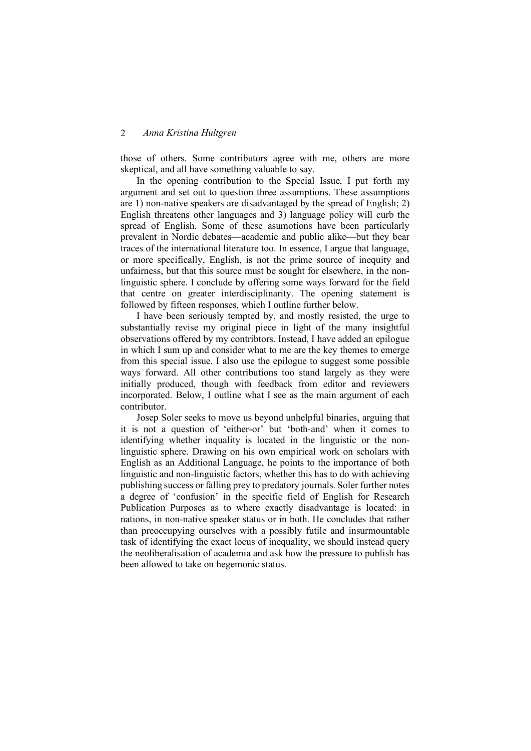those of others. Some contributors agree with me, others are more skeptical, and all have something valuable to say.

In the opening contribution to the Special Issue, I put forth my argument and set out to question three assumptions. These assumptions are 1) non-native speakers are disadvantaged by the spread of English; 2) English threatens other languages and 3) language policy will curb the spread of English. Some of these asumotions have been particularly prevalent in Nordic debates—academic and public alike—but they bear traces of the international literature too. In essence, I argue that language, or more specifically, English, is not the prime source of inequity and unfairness, but that this source must be sought for elsewhere, in the non-linguistic sphere. I conclude by offering some ways forward for the field that centre on greater interdisciplinarity. The opening statement is followed by fifteen responses, which I outline further below.

I have been seriously tempted by, and mostly resisted, the urge to substantially revise my original piece in light of the many insightful observations offered by my contribtors. Instead, I have added an epilogue in which I sum up and consider what to me are the key themes to emerge from this special issue. I also use the epilogue to suggest some possible ways forward. All other contributions too stand largely as they were initially produced, though with feedback from editor and reviewers incorporated. Below, I outline what I see as the main argument of each contributor.

Josep Soler seeks to move us beyond unhelpful binaries, arguing that it is not a question of 'either-or' but 'both-and' when it comes to identifying whether inquality is located in the linguistic or the non-linguistic sphere. Drawing on his own empirical work on scholars with English as an Additional Language, he points to the importance of both linguistic and non-linguistic factors, whether this has to do with achieving publishing success or falling prey to predatory journals. Soler further notes a degree of 'confusion' in the specific field of English for Research Publication Purposes as to where exactly disadvantage is located: in nations, in non-native speaker status or in both. He concludes that rather than preoccupying ourselves with a possibly futile and insurmountable task of identifying the exact locus of inequality, we should instead query the neoliberalisation of academia and ask how the pressure to publish has been allowed to take on hegemonic status.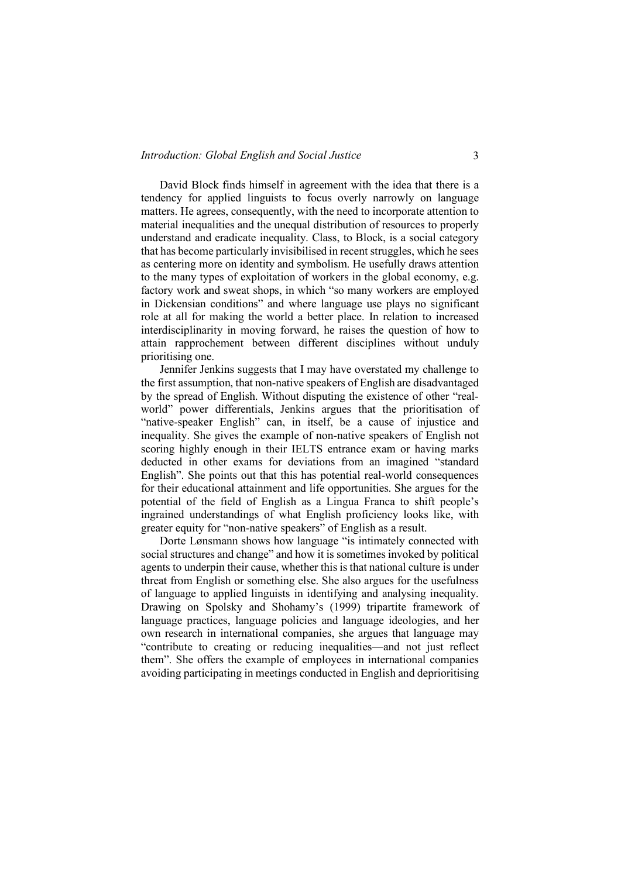David Block finds himself in agreement with the idea that there is a tendency for applied linguists to focus overly narrowly on language matters. He agrees, consequently, with the need to incorporate attention to material inequalities and the unequal distribution of resources to properly understand and eradicate inequality. Class, to Block, is a social category that has become particularly invisibilised in recent struggles, which he sees as centering more on identity and symbolism. He usefully draws attention to the many types of exploitation of workers in the global economy, e.g. factory work and sweat shops, in which "so many workers are employed in Dickensian conditions" and where language use plays no significant role at all for making the world a better place. In relation to increased interdisciplinarity in moving forward, he raises the question of how to attain rapprochement between different disciplines without unduly prioritising one.

Jennifer Jenkins suggests that I may have overstated my challenge to the first assumption, that non-native speakers of English are disadvantaged by the spread of English. Without disputing the existence of other "real-world" power differentials, Jenkins argues that the prioritisation of "native-speaker English" can, in itself, be a cause of injustice and inequality. She gives the example of non-native speakers of English not scoring highly enough in their IELTS entrance exam or having marks deducted in other exams for deviations from an imagined "standard English". She points out that this has potential real-world consequences for their educational attainment and life opportunities. She argues for the potential of the field of English as a Lingua Franca to shift people's ingrained understandings of what English proficiency looks like, with greater equity for "non-native speakers" of English as a result.

Dorte Lønsmann shows how language "is intimately connected with social structures and change" and how it is sometimes invoked by political agents to underpin their cause, whether this is that national culture is under threat from English or something else. She also argues for the usefulness of language to applied linguists in identifying and analysing inequality. Drawing on Spolsky and Shohamy's (1999) tripartite framework of language practices, language policies and language ideologies, and her own research in international companies, she argues that language may "contribute to creating or reducing inequalities—and not just reflect them". She offers the example of employees in international companies avoiding participating in meetings conducted in English and deprioritising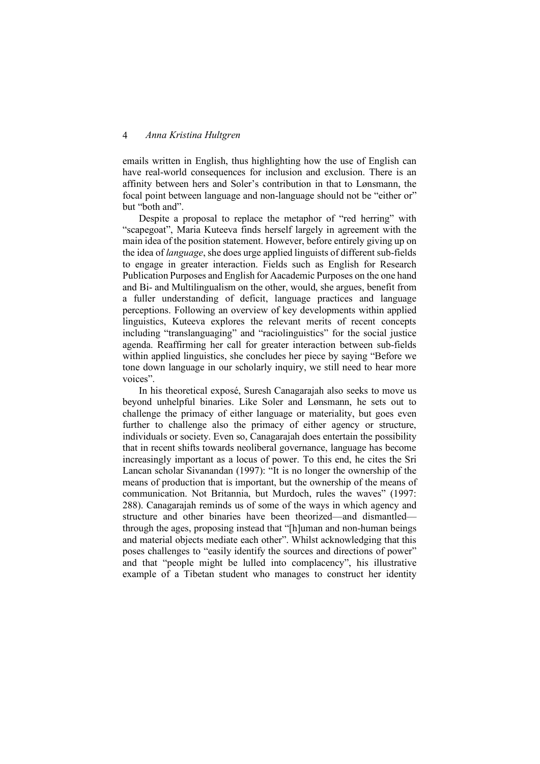emails written in English, thus highlighting how the use of English can have real-world consequences for inclusion and exclusion. There is an affinity between hers and Soler's contribution in that to Lønsmann, the focal point between language and non-language should not be "either or" but "both and".

Despite a proposal to replace the metaphor of "red herring" with "scapegoat", Maria Kuteeva finds herself largely in agreement with the main idea of the position statement. However, before entirely giving up on the idea of *language*, she does urge applied linguists of different sub-fields to engage in greater interaction. Fields such as English for Research Publication Purposes and English for Aacademic Purposes on the one hand and Bi- and Multilingualism on the other, would, she argues, benefit from a fuller understanding of deficit, language practices and language perceptions. Following an overview of key developments within applied linguistics, Kuteeva explores the relevant merits of recent concepts including "translanguaging" and "raciolinguistics" for the social justice agenda. Reaffirming her call for greater interaction between sub-fields within applied linguistics, she concludes her piece by saying "Before we tone down language in our scholarly inquiry, we still need to hear more voices".

In his theoretical exposé, Suresh Canagarajah also seeks to move us beyond unhelpful binaries. Like Soler and Lønsmann, he sets out to challenge the primacy of either language or materiality, but goes even further to challenge also the primacy of either agency or structure, individuals or society. Even so, Canagarajah does entertain the possibility that in recent shifts towards neoliberal governance, language has become increasingly important as a locus of power. To this end, he cites the Sri Lancan scholar Sivanandan (1997): "It is no longer the ownership of the means of production that is important, but the ownership of the means of communication. Not Britannia, but Murdoch, rules the waves" (1997: 288). Canagarajah reminds us of some of the ways in which agency and structure and other binaries have been theorized—and dismantled—through the ages, proposing instead that "[h]uman and non-human beings and material objects mediate each other". Whilst acknowledging that this poses challenges to "easily identify the sources and directions of power" and that "people might be lulled into complacency", his illustrative example of a Tibetan student who manages to construct her identity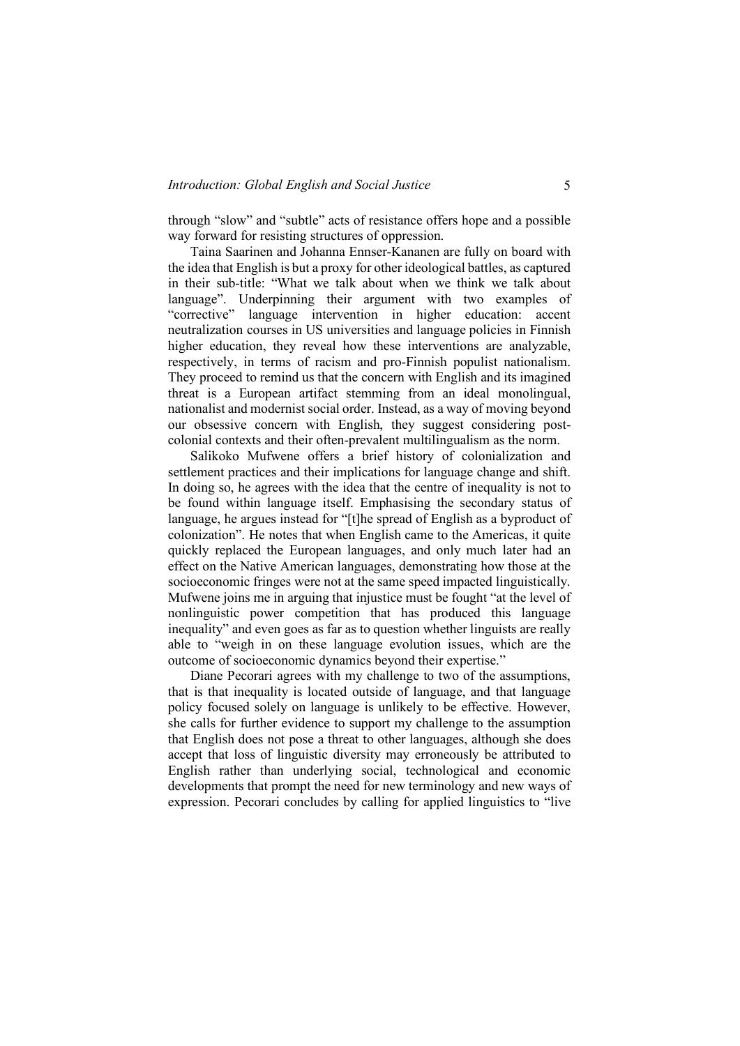through "slow" and "subtle" acts of resistance offers hope and a possible way forward for resisting structures of oppression.

Taina Saarinen and Johanna Ennser-Kananen are fully on board with the idea that English is but a proxy for other ideological battles, as captured in their sub-title: "What we talk about when we think we talk about language". Underpinning their argument with two examples of "corrective" language intervention in higher education: accent neutralization courses in US universities and language policies in Finnish higher education, they reveal how these interventions are analyzable, respectively, in terms of racism and pro-Finnish populist nationalism. They proceed to remind us that the concern with English and its imagined threat is a European artifact stemming from an ideal monolingual, nationalist and modernist social order. Instead, as a way of moving beyond our obsessive concern with English, they suggest considering post-colonial contexts and their often-prevalent multilingualism as the norm.

Salikoko Mufwene offers a brief history of colonialization and settlement practices and their implications for language change and shift. In doing so, he agrees with the idea that the centre of inequality is not to be found within language itself. Emphasising the secondary status of language, he argues instead for "[t]he spread of English as a byproduct of colonization". He notes that when English came to the Americas, it quite quickly replaced the European languages, and only much later had an effect on the Native American languages, demonstrating how those at the socioeconomic fringes were not at the same speed impacted linguistically. Mufwene joins me in arguing that injustice must be fought "at the level of nonlinguistic power competition that has produced this language inequality" and even goes as far as to question whether linguists are really able to "weigh in on these language evolution issues, which are the outcome of socioeconomic dynamics beyond their expertise."

Diane Pecorari agrees with my challenge to two of the assumptions, that is that inequality is located outside of language, and that language policy focused solely on language is unlikely to be effective. However, she calls for further evidence to support my challenge to the assumption that English does not pose a threat to other languages, although she does accept that loss of linguistic diversity may erroneously be attributed to English rather than underlying social, technological and economic developments that prompt the need for new terminology and new ways of expression. Pecorari concludes by calling for applied linguistics to "live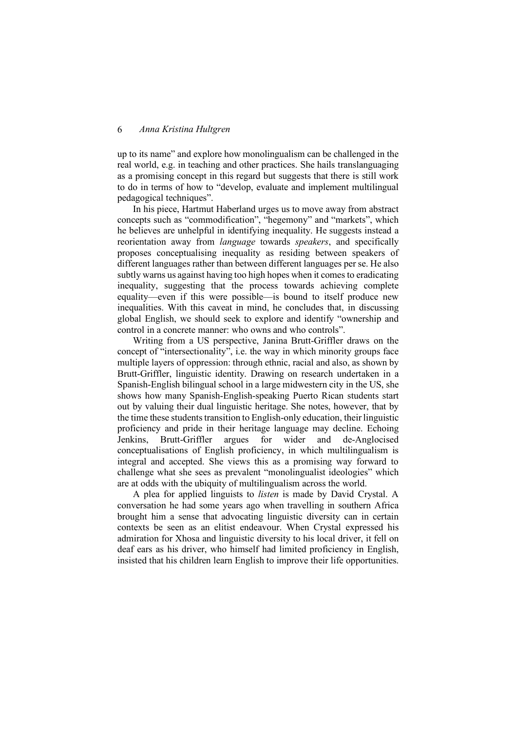up to its name" and explore how monolingualism can be challenged in the real world, e.g. in teaching and other practices. She hails translanguaging as a promising concept in this regard but suggests that there is still work to do in terms of how to "develop, evaluate and implement multilingual pedagogical techniques".

In his piece, Hartmut Haberland urges us to move away from abstract concepts such as "commodification", "hegemony" and "markets", which he believes are unhelpful in identifying inequality. He suggests instead a reorientation away from *language* towards *speakers*, and specifically proposes conceptualising inequality as residing between speakers of different languages rather than between different languages per se. He also subtly warns us against having too high hopes when it comes to eradicating inequality, suggesting that the process towards achieving complete equality—even if this were possible—is bound to itself produce new inequalities. With this caveat in mind, he concludes that, in discussing global English, we should seek to explore and identify "ownership and control in a concrete manner: who owns and who controls".

Writing from a US perspective, Janina Brutt-Griffler draws on the concept of "intersectionality", i.e. the way in which minority groups face multiple layers of oppression: through ethnic, racial and also, as shown by Brutt-Griffler, linguistic identity. Drawing on research undertaken in a Spanish-English bilingual school in a large midwestern city in the US, she shows how many Spanish-English-speaking Puerto Rican students start out by valuing their dual linguistic heritage. She notes, however, that by the time these students transition to English-only education, their linguistic proficiency and pride in their heritage language may decline. Echoing Jenkins, Brutt-Griffler argues for wider and de-Anglocised conceptualisations of English proficiency, in which multilingualism is integral and accepted. She views this as a promising way forward to challenge what she sees as prevalent "monolingualist ideologies" which are at odds with the ubiquity of multilingualism across the world.

A plea for applied linguists to *listen* is made by David Crystal. A conversation he had some years ago when travelling in southern Africa brought him a sense that advocating linguistic diversity can in certain contexts be seen as an elitist endeavour. When Crystal expressed his admiration for Xhosa and linguistic diversity to his local driver, it fell on deaf ears as his driver, who himself had limited proficiency in English, insisted that his children learn English to improve their life opportunities.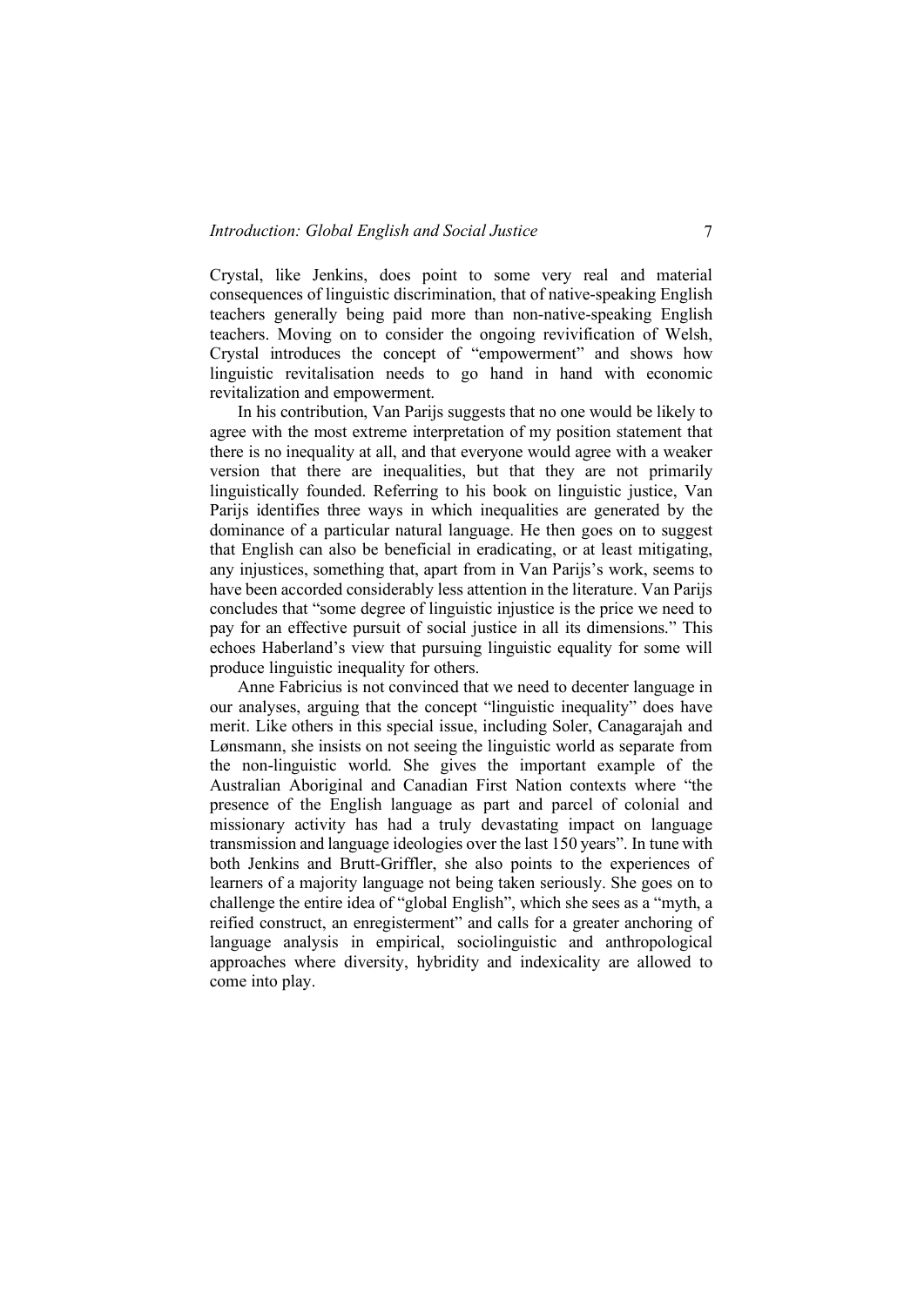Crystal, like Jenkins, does point to some very real and material consequences of linguistic discrimination, that of native-speaking English teachers generally being paid more than non-native-speaking English teachers. Moving on to consider the ongoing revivification of Welsh, Crystal introduces the concept of "empowerment" and shows how linguistic revitalisation needs to go hand in hand with economic revitalization and empowerment.

In his contribution, Van Parijs suggests that no one would be likely to agree with the most extreme interpretation of my position statement that there is no inequality at all, and that everyone would agree with a weaker version that there are inequalities, but that they are not primarily linguistically founded. Referring to his book on linguistic justice, Van Parijs identifies three ways in which inequalities are generated by the dominance of a particular natural language. He then goes on to suggest that English can also be beneficial in eradicating, or at least mitigating, any injustices, something that, apart from in Van Parijs's work, seems to have been accorded considerably less attention in the literature. Van Parijs concludes that "some degree of linguistic injustice is the price we need to pay for an effective pursuit of social justice in all its dimensions." This echoes Haberland's view that pursuing linguistic equality for some will produce linguistic inequality for others.

Anne Fabricius is not convinced that we need to decenter language in our analyses, arguing that the concept "linguistic inequality" does have merit. Like others in this special issue, including Soler, Canagarajah and Lønsmann, she insists on not seeing the linguistic world as separate from the non-linguistic world. She gives the important example of the Australian Aboriginal and Canadian First Nation contexts where "the presence of the English language as part and parcel of colonial and missionary activity has had a truly devastating impact on language transmission and language ideologies over the last 150 years". In tune with both Jenkins and Brutt-Griffler, she also points to the experiences of learners of a majority language not being taken seriously. She goes on to challenge the entire idea of "global English", which she sees as a "myth, a reified construct, an enregisterment" and calls for a greater anchoring of language analysis in empirical, sociolinguistic and anthropological approaches where diversity, hybridity and indexicality are allowed to come into play.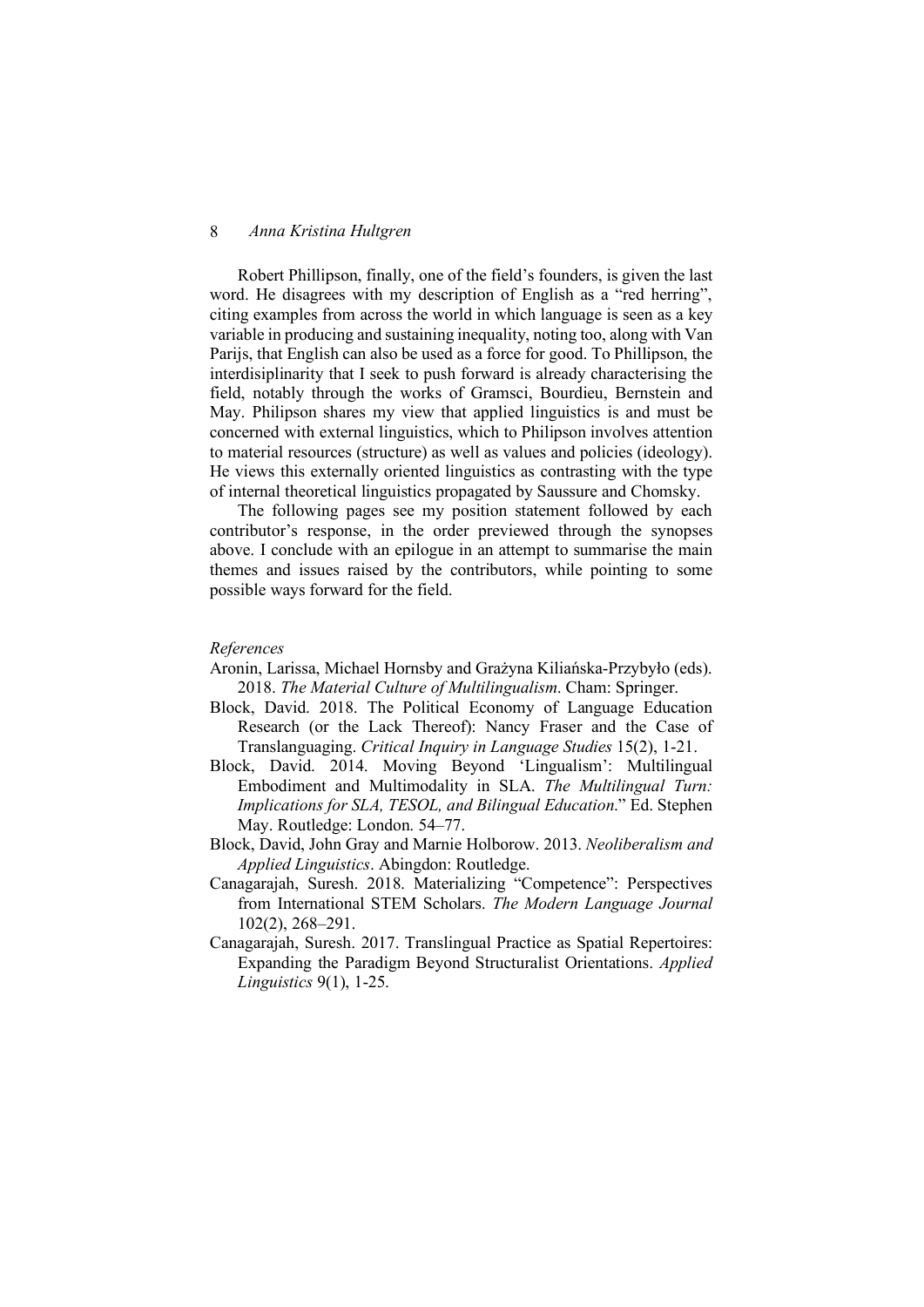Robert Phillipson, finally, one of the field's founders, is given the last word. He disagrees with my description of English as a "red herring", citing examples from across the world in which language is seen as a key variable in producing and sustaining inequality, noting too, along with Van Parijs, that English can also be used as a force for good. To Phillipson, the interdisiplinarity that I seek to push forward is already characterising the field, notably through the works of Gramsci, Bourdieu, Bernstein and May. Philipson shares my view that applied linguistics is and must be concerned with external linguistics, which to Philipson involves attention to material resources (structure) as well as values and policies (ideology). He views this externally oriented linguistics as contrasting with the type of internal theoretical linguistics propagated by Saussure and Chomsky.

The following pages see my position statement followed by each contributor's response, in the order previewed through the synopses above. I conclude with an epilogue in an attempt to summarise the main themes and issues raised by the contributors, while pointing to some possible ways forward for the field.

*References*

Aronin, Larissa, Michael Hornsby and Grażyna Kiliańska-Przybyło (eds). 2018. *The Material Culture of Multilingualism*. Cham: Springer.

Block, David. 2018. The Political Economy of Language Education Research (or the Lack Thereof): Nancy Fraser and the Case of Translanguaging. *Critical Inquiry in Language Studies* 15(2), 1-21.

Block, David. 2014. Moving Beyond 'Lingualism': Multilingual Embodiment and Multimodality in SLA. *The Multilingual Turn: Implications for SLA, TESOL, and Bilingual Education*." Ed. Stephen May. Routledge: London. 54–77.

Block, David, John Gray and Marnie Holborow. 2013. *Neoliberalism and Applied Linguistics*. Abingdon: Routledge.

Canagarajah, Suresh. 2018. Materializing "Competence": Perspectives from International STEM Scholars. *The Modern Language Journal* 102(2), 268–291.

Canagarajah, Suresh. 2017. Translingual Practice as Spatial Repertoires: Expanding the Paradigm Beyond Structuralist Orientations. *Applied Linguistics* 9(1), 1-25.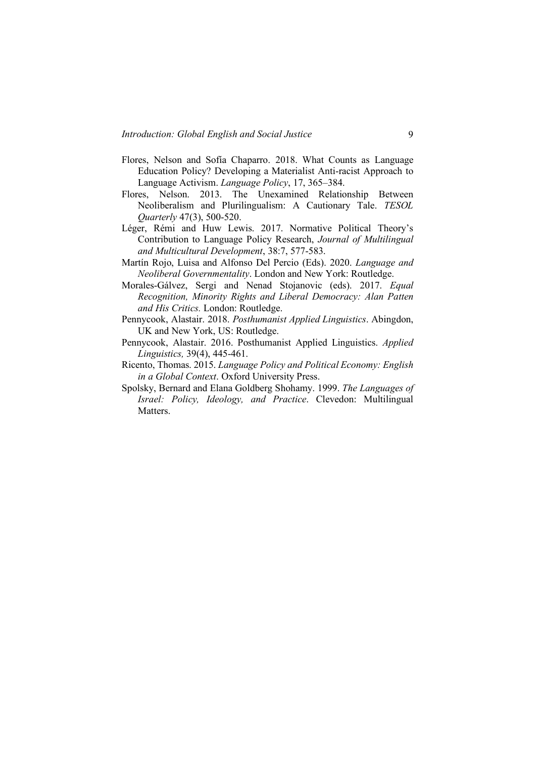Flores, Nelson and Sofía Chaparro. 2018. What Counts as Language Education Policy? Developing a Materialist Anti-racist Approach to Language Activism. *Language Policy*, 17, 365–384.

Flores, Nelson. 2013. The Unexamined Relationship Between Neoliberalism and Plurilingualism: A Cautionary Tale. *TESOL Quarterly* 47(3), 500-520.

Léger, Rémi and Huw Lewis. 2017. Normative Political Theory's Contribution to Language Policy Research, *Journal of Multilingual and Multicultural Development*, 38:7, 577-583.

Martín Rojo, Luisa and Alfonso Del Percio (Eds). 2020. *Language and Neoliberal Governmentality*. London and New York: Routledge.

Morales-Gálvez, Sergi and Nenad Stojanovic (eds). 2017. *Equal Recognition, Minority Rights and Liberal Democracy: Alan Patten and His Critics.* London: Routledge.

Pennycook, Alastair. 2018. *Posthumanist Applied Linguistics*. Abingdon, UK and New York, US: Routledge.

Pennycook, Alastair. 2016. Posthumanist Applied Linguistics. *Applied Linguistics,* 39(4), 445-461.

Ricento, Thomas. 2015. *Language Policy and Political Economy: English in a Global Context*. Oxford University Press.

Spolsky, Bernard and Elana Goldberg Shohamy. 1999. *The Languages of Israel: Policy, Ideology, and Practice*. Clevedon: Multilingual Matters.